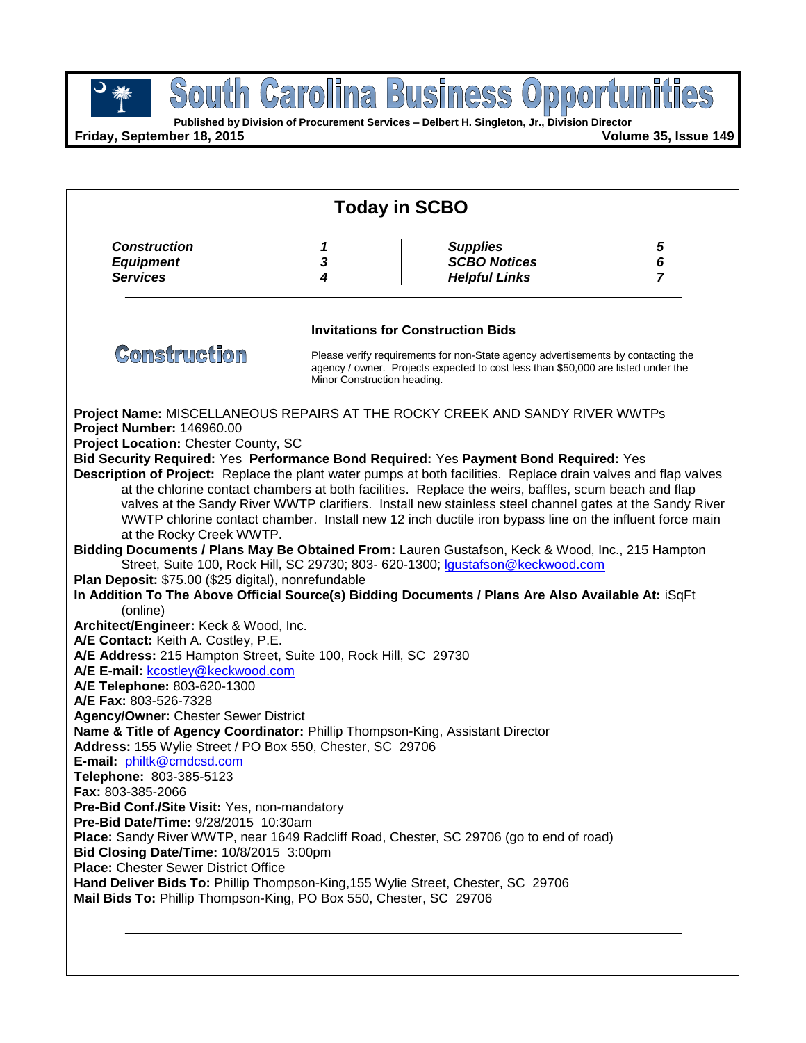# South Carolina Business Opportunities

**Published by Division of Procurement Services – Delbert H. Singleton, Jr., Division Director**

**Friday, September 18, 2015** **Volume 35, Issue 149**

## Today in SCBO

| | | | |
|---|---|---|---|
| ***Construction*** | ***1*** | ***Supplies*** | ***5*** |
| ***Equipment*** | ***3*** | ***SCBO Notices*** | ***6*** |
| ***Services*** | ***4*** | ***Helpful Links*** | ***7*** |

## Construction

**Invitations for Construction Bids**

Please verify requirements for non-State agency advertisements by contacting the agency / owner. Projects expected to cost less than $50,000 are listed under the Minor Construction heading.

**Project Name:** MISCELLANEOUS REPAIRS AT THE ROCKY CREEK AND SANDY RIVER WWTPs
**Project Number:** 146960.00
**Project Location:** Chester County, SC
**Bid Security Required:** Yes **Performance Bond Required:** Yes **Payment Bond Required:** Yes
**Description of Project:** Replace the plant water pumps at both facilities. Replace drain valves and flap valves at the chlorine contact chambers at both facilities. Replace the weirs, baffles, scum beach and flap valves at the Sandy River WWTP clarifiers. Install new stainless steel channel gates at the Sandy River WWTP chlorine contact chamber. Install new 12 inch ductile iron bypass line on the influent force main at the Rocky Creek WWTP.
**Bidding Documents / Plans May Be Obtained From:** Lauren Gustafson, Keck & Wood, Inc., 215 Hampton Street, Suite 100, Rock Hill, SC 29730; 803- 620-1300; lgustafson@keckwood.com
**Plan Deposit:** $75.00 ($25 digital), nonrefundable
**In Addition To The Above Official Source(s) Bidding Documents / Plans Are Also Available At:** iSqFt (online)
**Architect/Engineer:** Keck & Wood, Inc.
**A/E Contact:** Keith A. Costley, P.E.
**A/E Address:** 215 Hampton Street, Suite 100, Rock Hill, SC 29730
**A/E E-mail:** kcostley@keckwood.com
**A/E Telephone:** 803-620-1300
**A/E Fax:** 803-526-7328
**Agency/Owner:** Chester Sewer District
**Name & Title of Agency Coordinator:** Phillip Thompson-King, Assistant Director
**Address:** 155 Wylie Street / PO Box 550, Chester, SC 29706
**E-mail:** philtk@cmdcsd.com
**Telephone:** 803-385-5123
**Fax:** 803-385-2066
**Pre-Bid Conf./Site Visit:** Yes, non-mandatory
**Pre-Bid Date/Time:** 9/28/2015 10:30am
**Place:** Sandy River WWTP, near 1649 Radcliff Road, Chester, SC 29706 (go to end of road)
**Bid Closing Date/Time:** 10/8/2015 3:00pm
**Place:** Chester Sewer District Office
**Hand Deliver Bids To:** Phillip Thompson-King,155 Wylie Street, Chester, SC 29706
**Mail Bids To:** Phillip Thompson-King, PO Box 550, Chester, SC 29706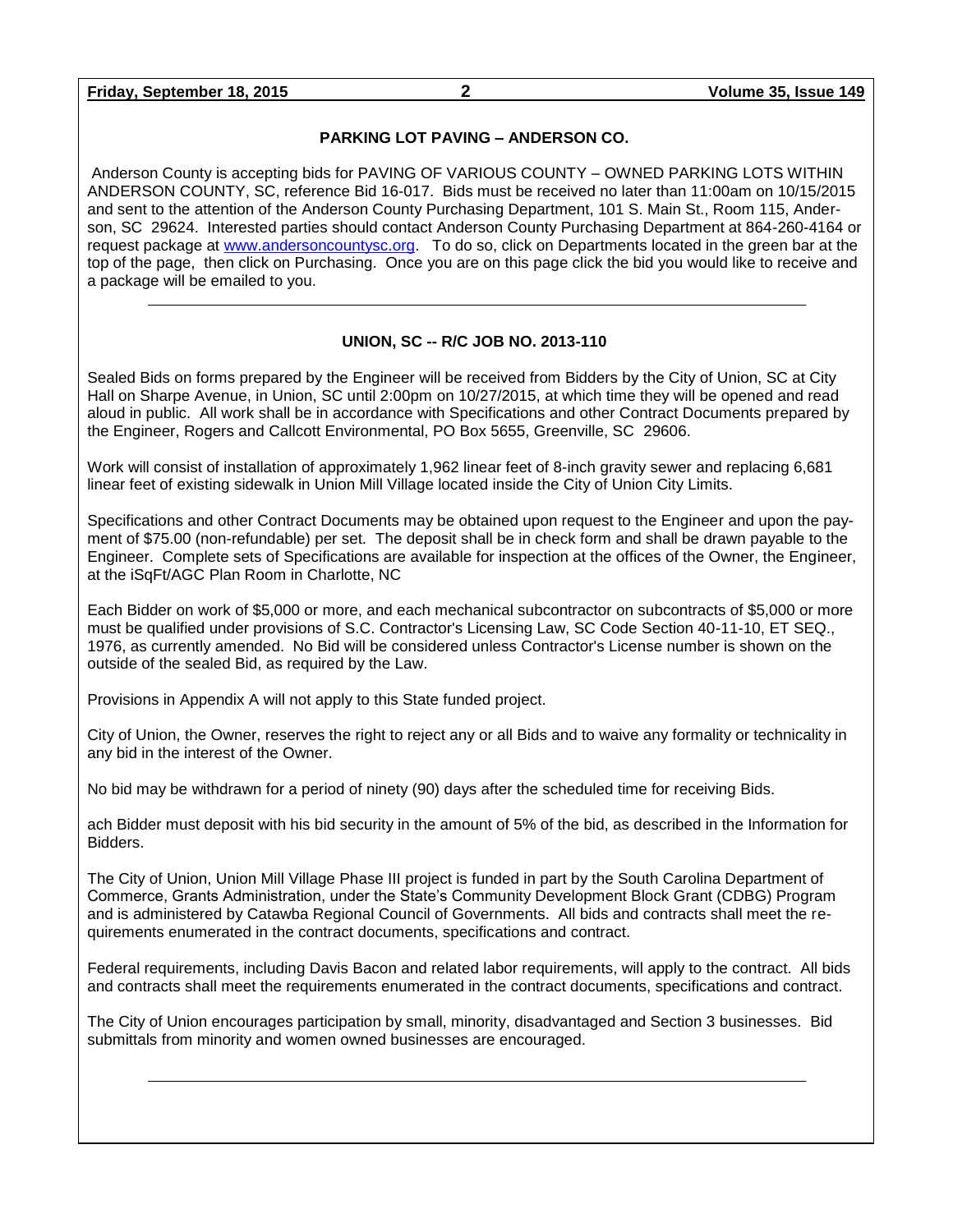## PARKING LOT PAVING – ANDERSON CO.

Anderson County is accepting bids for PAVING OF VARIOUS COUNTY – OWNED PARKING LOTS WITHIN ANDERSON COUNTY, SC, reference Bid 16-017. Bids must be received no later than 11:00am on 10/15/2015 and sent to the attention of the Anderson County Purchasing Department, 101 S. Main St., Room 115, Anderson, SC 29624. Interested parties should contact Anderson County Purchasing Department at 864-260-4164 or request package at www.andersoncountysc.org. To do so, click on Departments located in the green bar at the top of the page, then click on Purchasing. Once you are on this page click the bid you would like to receive and a package will be emailed to you.

---

## UNION, SC -- R/C JOB NO. 2013-110

Sealed Bids on forms prepared by the Engineer will be received from Bidders by the City of Union, SC at City Hall on Sharpe Avenue, in Union, SC until 2:00pm on 10/27/2015, at which time they will be opened and read aloud in public. All work shall be in accordance with Specifications and other Contract Documents prepared by the Engineer, Rogers and Callcott Environmental, PO Box 5655, Greenville, SC 29606.

Work will consist of installation of approximately 1,962 linear feet of 8-inch gravity sewer and replacing 6,681 linear feet of existing sidewalk in Union Mill Village located inside the City of Union City Limits.

Specifications and other Contract Documents may be obtained upon request to the Engineer and upon the payment of $75.00 (non-refundable) per set. The deposit shall be in check form and shall be drawn payable to the Engineer. Complete sets of Specifications are available for inspection at the offices of the Owner, the Engineer, at the iSqFt/AGC Plan Room in Charlotte, NC

Each Bidder on work of $5,000 or more, and each mechanical subcontractor on subcontracts of $5,000 or more must be qualified under provisions of S.C. Contractor's Licensing Law, SC Code Section 40-11-10, ET SEQ., 1976, as currently amended. No Bid will be considered unless Contractor's License number is shown on the outside of the sealed Bid, as required by the Law.

Provisions in Appendix A will not apply to this State funded project.

City of Union, the Owner, reserves the right to reject any or all Bids and to waive any formality or technicality in any bid in the interest of the Owner.

No bid may be withdrawn for a period of ninety (90) days after the scheduled time for receiving Bids.

ach Bidder must deposit with his bid security in the amount of 5% of the bid, as described in the Information for Bidders.

The City of Union, Union Mill Village Phase III project is funded in part by the South Carolina Department of Commerce, Grants Administration, under the State's Community Development Block Grant (CDBG) Program and is administered by Catawba Regional Council of Governments. All bids and contracts shall meet the requirements enumerated in the contract documents, specifications and contract.

Federal requirements, including Davis Bacon and related labor requirements, will apply to the contract. All bids and contracts shall meet the requirements enumerated in the contract documents, specifications and contract.

The City of Union encourages participation by small, minority, disadvantaged and Section 3 businesses. Bid submittals from minority and women owned businesses are encouraged.

---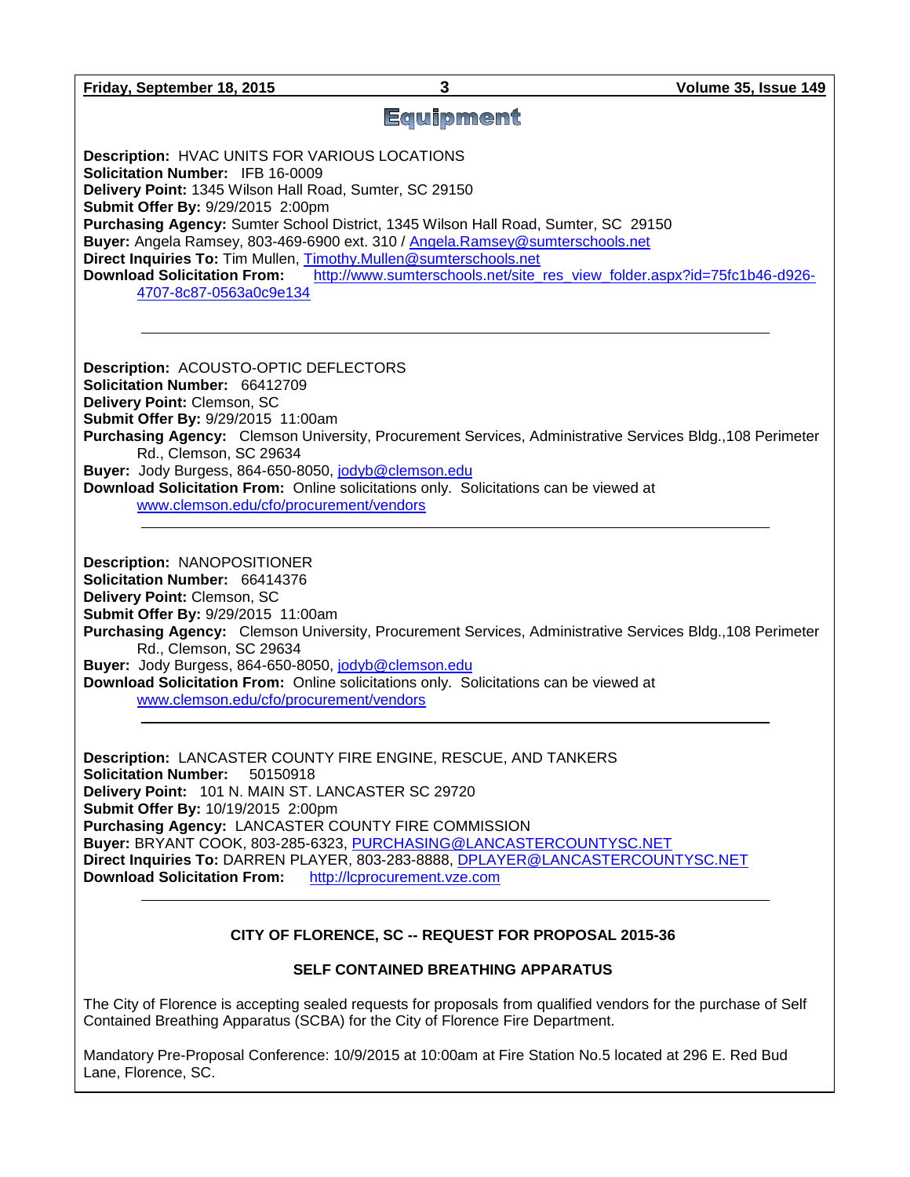# Equipment

**Description:** HVAC UNITS FOR VARIOUS LOCATIONS
**Solicitation Number:** IFB 16-0009
**Delivery Point:** 1345 Wilson Hall Road, Sumter, SC 29150
**Submit Offer By:** 9/29/2015 2:00pm
**Purchasing Agency:** Sumter School District, 1345 Wilson Hall Road, Sumter, SC 29150
**Buyer:** Angela Ramsey, 803-469-6900 ext. 310 / Angela.Ramsey@sumterschools.net
**Direct Inquiries To:** Tim Mullen, Timothy.Mullen@sumterschools.net
**Download Solicitation From:** http://www.sumterschools.net/site_res_view_folder.aspx?id=75fc1b46-d926-4707-8c87-0563a0c9e134

---

**Description:** ACOUSTO-OPTIC DEFLECTORS
**Solicitation Number:** 66412709
**Delivery Point:** Clemson, SC
**Submit Offer By:** 9/29/2015 11:00am
**Purchasing Agency:** Clemson University, Procurement Services, Administrative Services Bldg.,108 Perimeter Rd., Clemson, SC 29634
**Buyer:** Jody Burgess, 864-650-8050, jodyb@clemson.edu
**Download Solicitation From:** Online solicitations only. Solicitations can be viewed at www.clemson.edu/cfo/procurement/vendors

---

**Description:** NANOPOSITIONER
**Solicitation Number:** 66414376
**Delivery Point:** Clemson, SC
**Submit Offer By:** 9/29/2015 11:00am
**Purchasing Agency:** Clemson University, Procurement Services, Administrative Services Bldg.,108 Perimeter Rd., Clemson, SC 29634
**Buyer:** Jody Burgess, 864-650-8050, jodyb@clemson.edu
**Download Solicitation From:** Online solicitations only. Solicitations can be viewed at www.clemson.edu/cfo/procurement/vendors

---

**Description:** LANCASTER COUNTY FIRE ENGINE, RESCUE, AND TANKERS
**Solicitation Number:** 50150918
**Delivery Point:** 101 N. MAIN ST. LANCASTER SC 29720
**Submit Offer By:** 10/19/2015 2:00pm
**Purchasing Agency:** LANCASTER COUNTY FIRE COMMISSION
**Buyer:** BRYANT COOK, 803-285-6323, PURCHASING@LANCASTERCOUNTYSC.NET
**Direct Inquiries To:** DARREN PLAYER, 803-283-8888, DPLAYER@LANCASTERCOUNTYSC.NET
**Download Solicitation From:** http://lcprocurement.vze.com

---

**CITY OF FLORENCE, SC -- REQUEST FOR PROPOSAL 2015-36**

**SELF CONTAINED BREATHING APPARATUS**

The City of Florence is accepting sealed requests for proposals from qualified vendors for the purchase of Self Contained Breathing Apparatus (SCBA) for the City of Florence Fire Department.

Mandatory Pre-Proposal Conference: 10/9/2015 at 10:00am at Fire Station No.5 located at 296 E. Red Bud Lane, Florence, SC.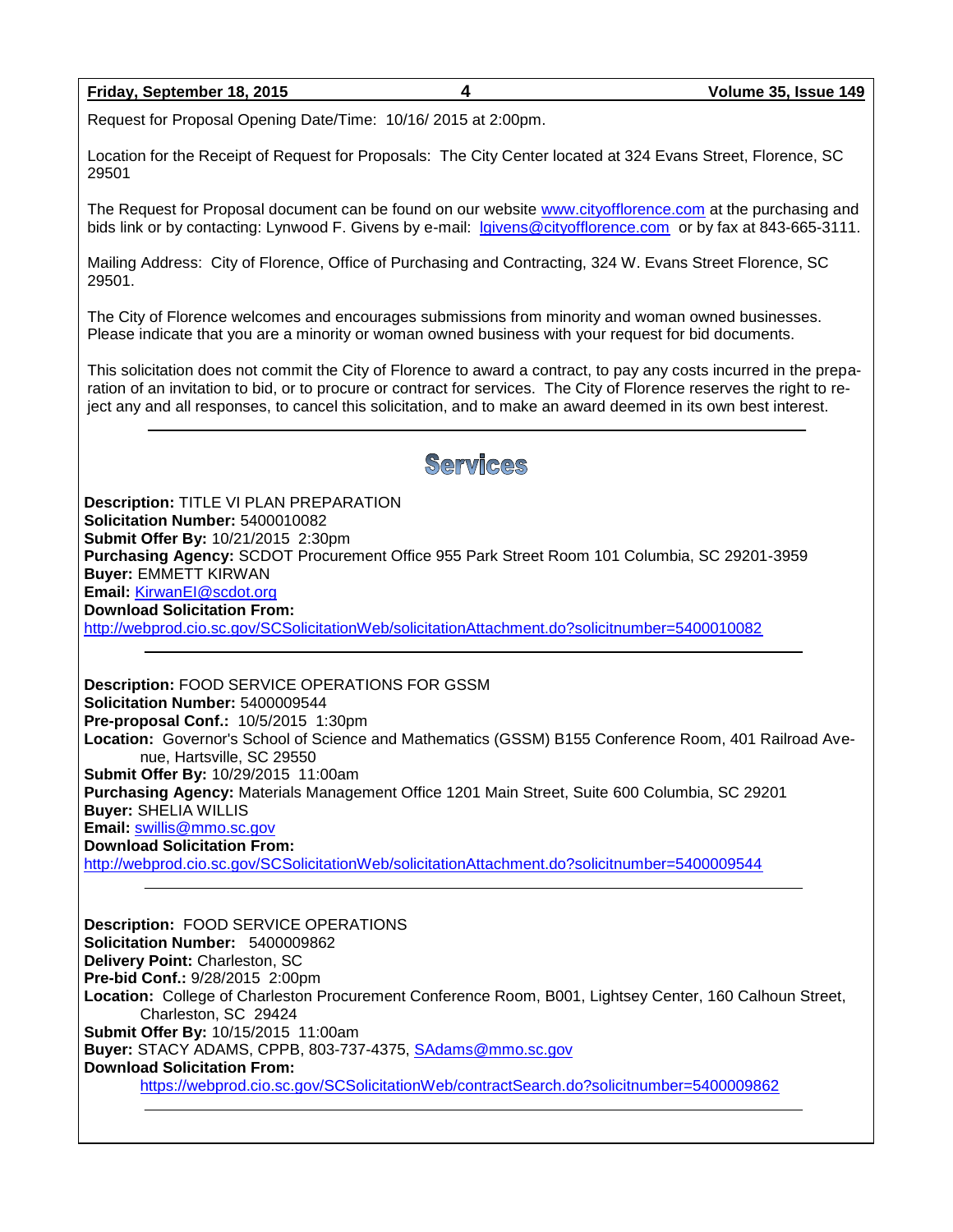Request for Proposal Opening Date/Time: 10/16/ 2015 at 2:00pm.

Location for the Receipt of Request for Proposals: The City Center located at 324 Evans Street, Florence, SC 29501

The Request for Proposal document can be found on our website www.cityofflorence.com at the purchasing and bids link or by contacting: Lynwood F. Givens by e-mail: lgivens@cityofflorence.com or by fax at 843-665-3111.

Mailing Address: City of Florence, Office of Purchasing and Contracting, 324 W. Evans Street Florence, SC 29501.

The City of Florence welcomes and encourages submissions from minority and woman owned businesses. Please indicate that you are a minority or woman owned business with your request for bid documents.

This solicitation does not commit the City of Florence to award a contract, to pay any costs incurred in the preparation of an invitation to bid, or to procure or contract for services. The City of Florence reserves the right to reject any and all responses, to cancel this solicitation, and to make an award deemed in its own best interest.

---

## Services

**Description:** TITLE VI PLAN PREPARATION
**Solicitation Number:** 5400010082
**Submit Offer By:** 10/21/2015 2:30pm
**Purchasing Agency:** SCDOT Procurement Office 955 Park Street Room 101 Columbia, SC 29201-3959
**Buyer:** EMMETT KIRWAN
**Email:** KirwanEI@scdot.org
**Download Solicitation From:**
http://webprod.cio.sc.gov/SCSolicitationWeb/solicitationAttachment.do?solicitnumber=5400010082

---

**Description:** FOOD SERVICE OPERATIONS FOR GSSM
**Solicitation Number:** 5400009544
**Pre-proposal Conf.:** 10/5/2015 1:30pm
**Location:** Governor's School of Science and Mathematics (GSSM) B155 Conference Room, 401 Railroad Avenue, Hartsville, SC 29550
**Submit Offer By:** 10/29/2015 11:00am
**Purchasing Agency:** Materials Management Office 1201 Main Street, Suite 600 Columbia, SC 29201
**Buyer:** SHELIA WILLIS
**Email:** swillis@mmo.sc.gov
**Download Solicitation From:**
http://webprod.cio.sc.gov/SCSolicitationWeb/solicitationAttachment.do?solicitnumber=5400009544

---

**Description:** FOOD SERVICE OPERATIONS
**Solicitation Number:** 5400009862
**Delivery Point:** Charleston, SC
**Pre-bid Conf.:** 9/28/2015 2:00pm
**Location:** College of Charleston Procurement Conference Room, B001, Lightsey Center, 160 Calhoun Street, Charleston, SC 29424
**Submit Offer By:** 10/15/2015 11:00am
**Buyer:** STACY ADAMS, CPPB, 803-737-4375, SAdams@mmo.sc.gov
**Download Solicitation From:**
https://webprod.cio.sc.gov/SCSolicitationWeb/contractSearch.do?solicitnumber=5400009862

---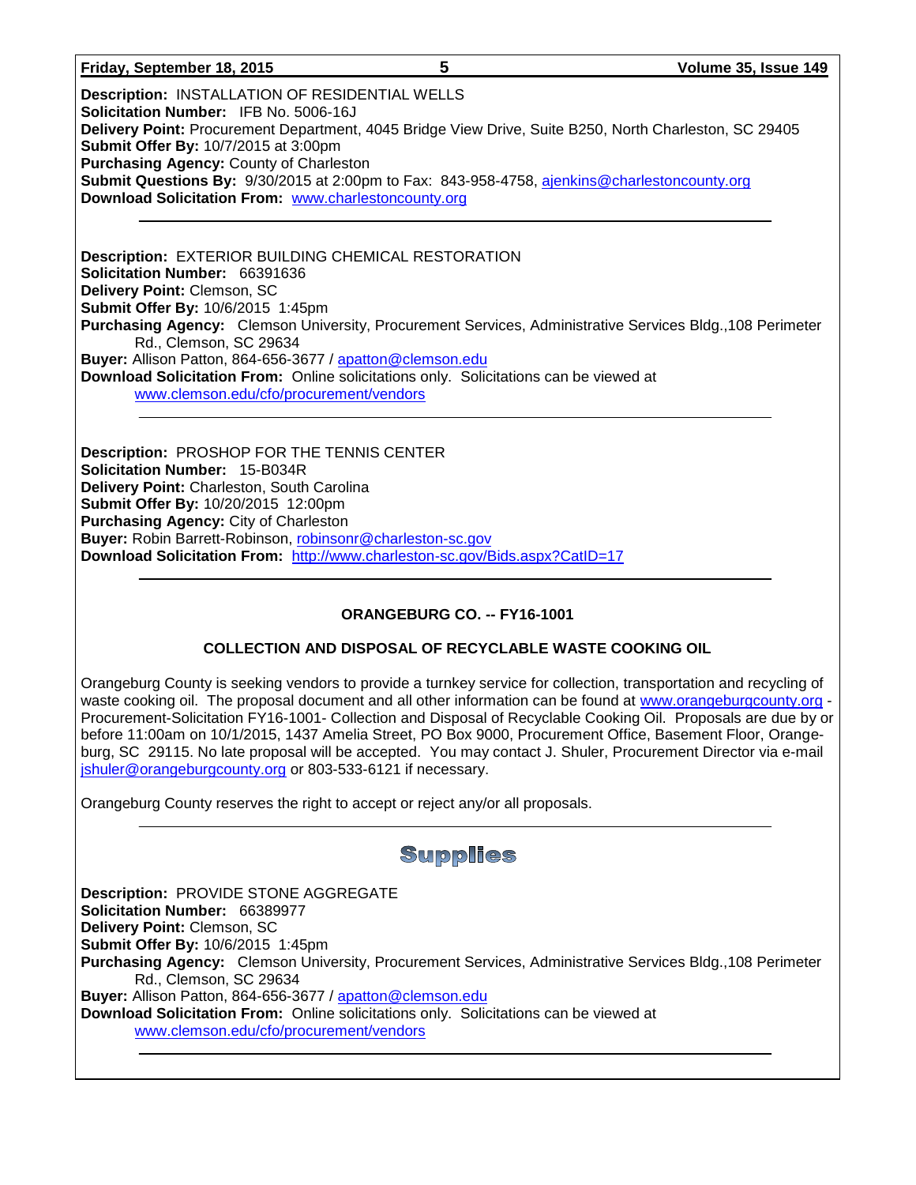**Description:** INSTALLATION OF RESIDENTIAL WELLS
**Solicitation Number:** IFB No. 5006-16J
**Delivery Point:** Procurement Department, 4045 Bridge View Drive, Suite B250, North Charleston, SC 29405
**Submit Offer By:** 10/7/2015 at 3:00pm
**Purchasing Agency:** County of Charleston
**Submit Questions By:** 9/30/2015 at 2:00pm to Fax: 843-958-4758, ajenkins@charlestoncounty.org
**Download Solicitation From:** www.charlestoncounty.org

---

**Description:** EXTERIOR BUILDING CHEMICAL RESTORATION
**Solicitation Number:** 66391636
**Delivery Point:** Clemson, SC
**Submit Offer By:** 10/6/2015 1:45pm
**Purchasing Agency:** Clemson University, Procurement Services, Administrative Services Bldg.,108 Perimeter Rd., Clemson, SC 29634
**Buyer:** Allison Patton, 864-656-3677 / apatton@clemson.edu
**Download Solicitation From:** Online solicitations only. Solicitations can be viewed at www.clemson.edu/cfo/procurement/vendors

---

**Description:** PROSHOP FOR THE TENNIS CENTER
**Solicitation Number:** 15-B034R
**Delivery Point:** Charleston, South Carolina
**Submit Offer By:** 10/20/2015 12:00pm
**Purchasing Agency:** City of Charleston
**Buyer:** Robin Barrett-Robinson, robinsonr@charleston-sc.gov
**Download Solicitation From:** http://www.charleston-sc.gov/Bids.aspx?CatID=17

---

**ORANGEBURG CO. -- FY16-1001**

**COLLECTION AND DISPOSAL OF RECYCLABLE WASTE COOKING OIL**

Orangeburg County is seeking vendors to provide a turnkey service for collection, transportation and recycling of waste cooking oil. The proposal document and all other information can be found at www.orangeburgcounty.org - Procurement-Solicitation FY16-1001- Collection and Disposal of Recyclable Cooking Oil. Proposals are due by or before 11:00am on 10/1/2015, 1437 Amelia Street, PO Box 9000, Procurement Office, Basement Floor, Orangeburg, SC 29115. No late proposal will be accepted. You may contact J. Shuler, Procurement Director via e-mail jshuler@orangeburgcounty.org or 803-533-6121 if necessary.

Orangeburg County reserves the right to accept or reject any/or all proposals.

---

## Supplies

**Description:** PROVIDE STONE AGGREGATE
**Solicitation Number:** 66389977
**Delivery Point:** Clemson, SC
**Submit Offer By:** 10/6/2015 1:45pm
**Purchasing Agency:** Clemson University, Procurement Services, Administrative Services Bldg.,108 Perimeter Rd., Clemson, SC 29634
**Buyer:** Allison Patton, 864-656-3677 / apatton@clemson.edu
**Download Solicitation From:** Online solicitations only. Solicitations can be viewed at www.clemson.edu/cfo/procurement/vendors

---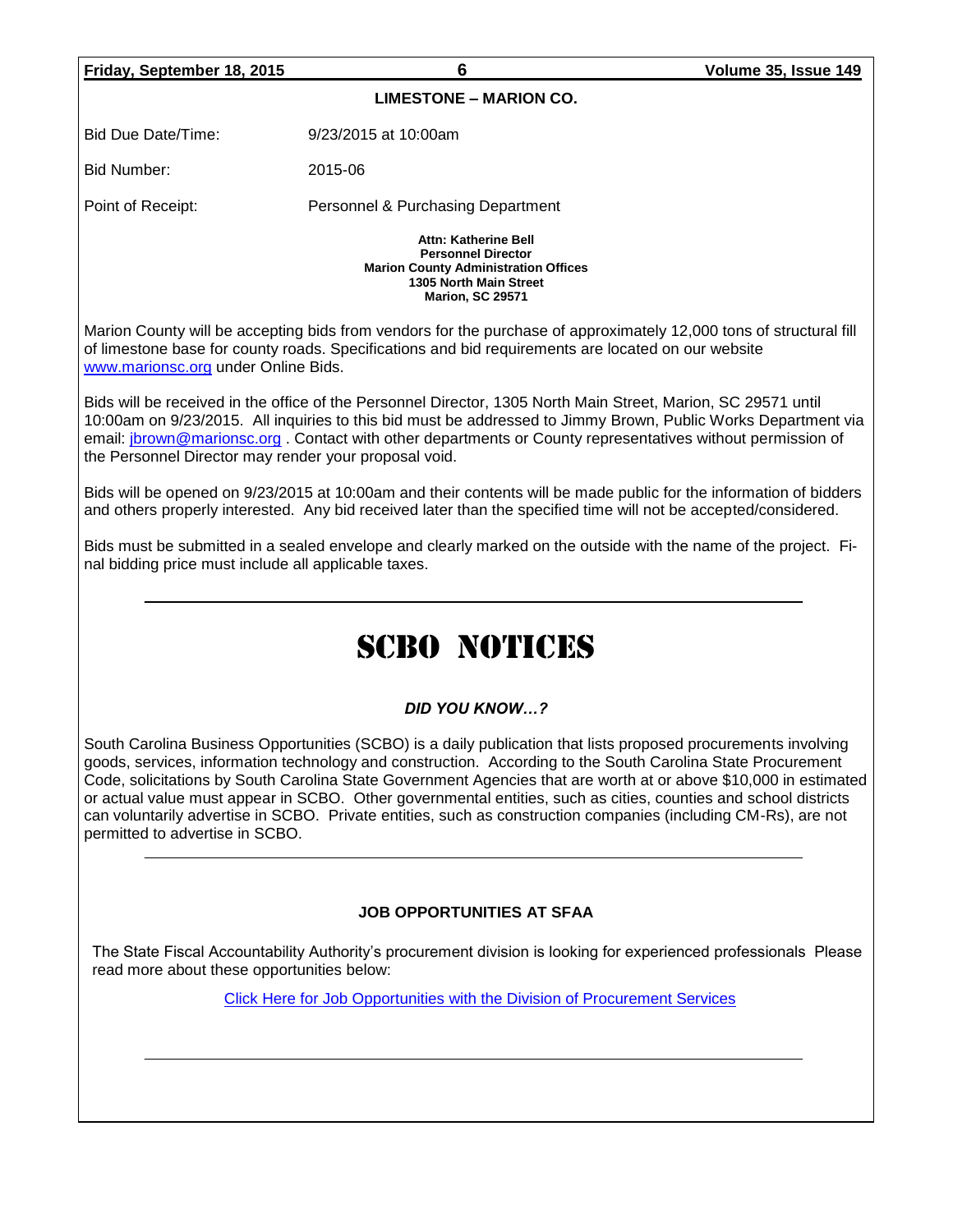## LIMESTONE – MARION CO.

| | |
|---|---|
| Bid Due Date/Time: | 9/23/2015 at 10:00am |
| Bid Number: | 2015-06 |
| Point of Receipt: | Personnel & Purchasing Department |

**Attn: Katherine Bell**
**Personnel Director**
**Marion County Administration Offices**
**1305 North Main Street**
**Marion, SC 29571**

Marion County will be accepting bids from vendors for the purchase of approximately 12,000 tons of structural fill of limestone base for county roads. Specifications and bid requirements are located on our website www.marionsc.org under Online Bids.

Bids will be received in the office of the Personnel Director, 1305 North Main Street, Marion, SC 29571 until 10:00am on 9/23/2015. All inquiries to this bid must be addressed to Jimmy Brown, Public Works Department via email: jbrown@marionsc.org . Contact with other departments or County representatives without permission of the Personnel Director may render your proposal void.

Bids will be opened on 9/23/2015 at 10:00am and their contents will be made public for the information of bidders and others properly interested. Any bid received later than the specified time will not be accepted/considered.

Bids must be submitted in a sealed envelope and clearly marked on the outside with the name of the project. Final bidding price must include all applicable taxes.

---

# SCBO NOTICES

***DID YOU KNOW…?***

South Carolina Business Opportunities (SCBO) is a daily publication that lists proposed procurements involving goods, services, information technology and construction. According to the South Carolina State Procurement Code, solicitations by South Carolina State Government Agencies that are worth at or above $10,000 in estimated or actual value must appear in SCBO. Other governmental entities, such as cities, counties and school districts can voluntarily advertise in SCBO. Private entities, such as construction companies (including CM-Rs), are not permitted to advertise in SCBO.

---

### JOB OPPORTUNITIES AT SFAA

The State Fiscal Accountability Authority's procurement division is looking for experienced professionals Please read more about these opportunities below:

Click Here for Job Opportunities with the Division of Procurement Services

---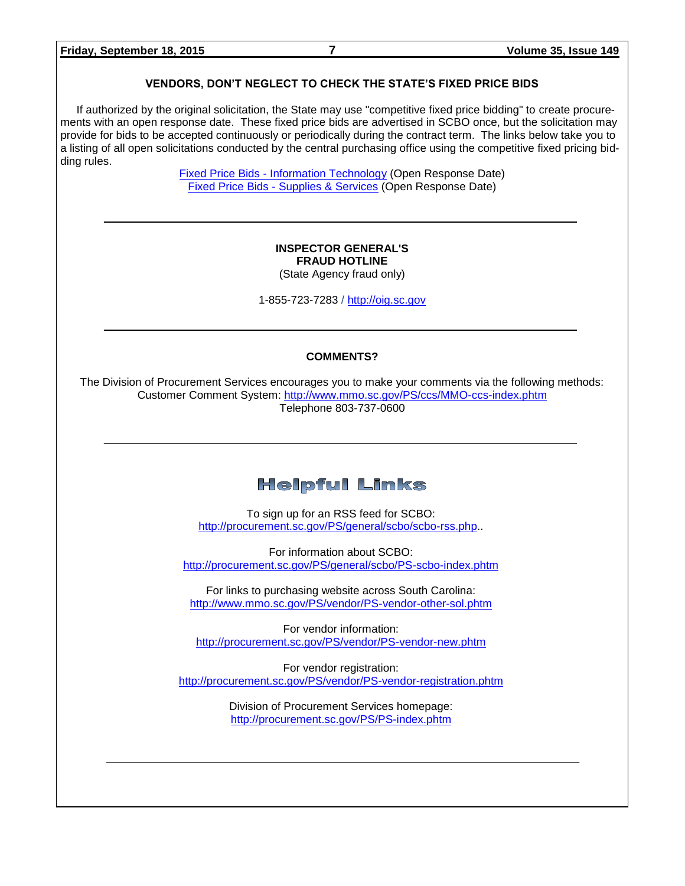## VENDORS, DON'T NEGLECT TO CHECK THE STATE'S FIXED PRICE BIDS

If authorized by the original solicitation, the State may use "competitive fixed price bidding" to create procurements with an open response date. These fixed price bids are advertised in SCBO once, but the solicitation may provide for bids to be accepted continuously or periodically during the contract term. The links below take you to a listing of all open solicitations conducted by the central purchasing office using the competitive fixed pricing bidding rules.

Fixed Price Bids - Information Technology (Open Response Date)
Fixed Price Bids - Supplies & Services (Open Response Date)

---

## INSPECTOR GENERAL'S FRAUD HOTLINE

(State Agency fraud only)

1-855-723-7283 / http://oig.sc.gov

---

## COMMENTS?

The Division of Procurement Services encourages you to make your comments via the following methods:
Customer Comment System: http://www.mmo.sc.gov/PS/ccs/MMO-ccs-index.phtm
Telephone 803-737-0600

---

## Helpful Links

To sign up for an RSS feed for SCBO:
http://procurement.sc.gov/PS/general/scbo/scbo-rss.php..

For information about SCBO:
http://procurement.sc.gov/PS/general/scbo/PS-scbo-index.phtm

For links to purchasing website across South Carolina:
http://www.mmo.sc.gov/PS/vendor/PS-vendor-other-sol.phtm

For vendor information:
http://procurement.sc.gov/PS/vendor/PS-vendor-new.phtm

For vendor registration:
http://procurement.sc.gov/PS/vendor/PS-vendor-registration.phtm

Division of Procurement Services homepage:
http://procurement.sc.gov/PS/PS-index.phtm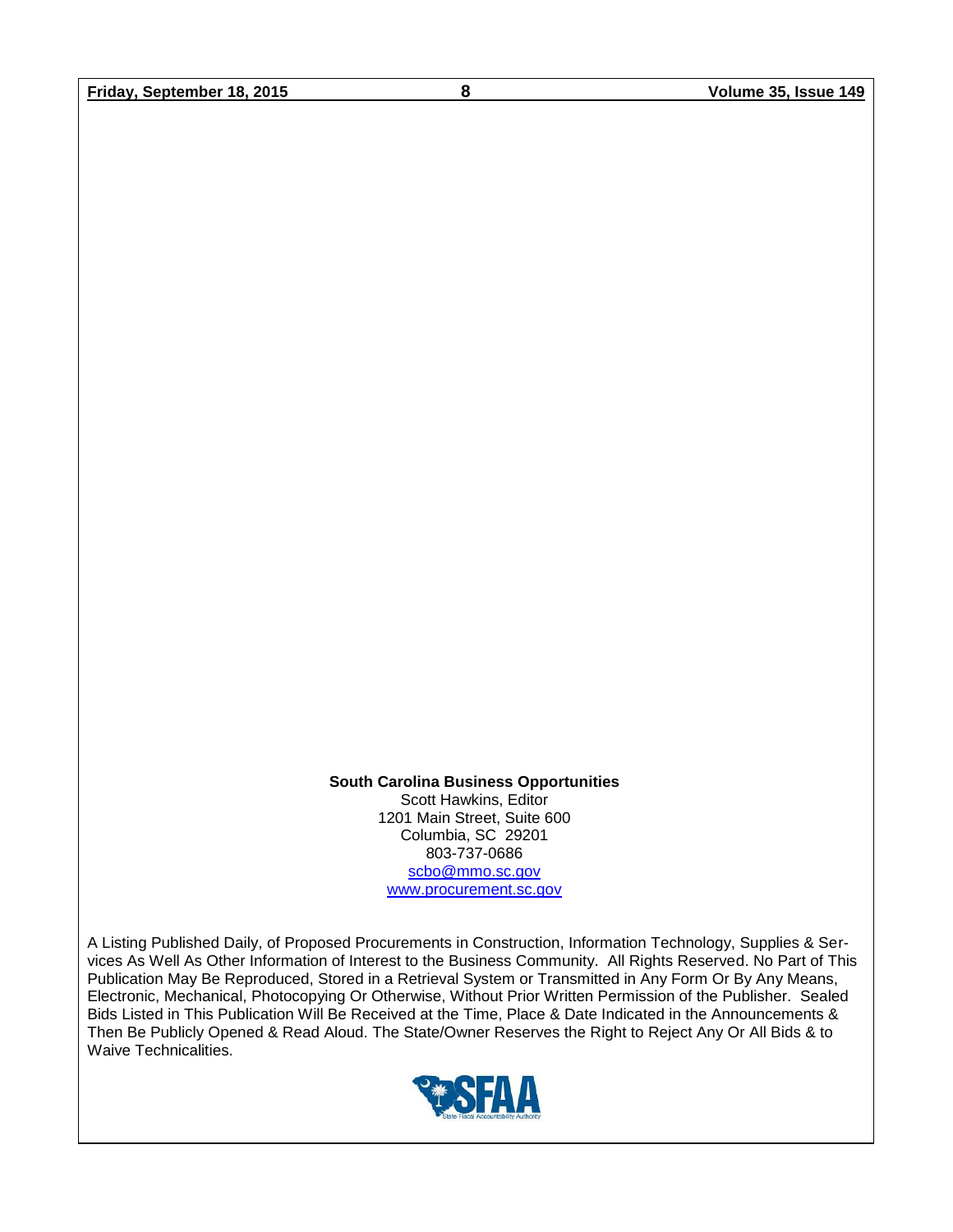**South Carolina Business Opportunities**

Scott Hawkins, Editor
1201 Main Street, Suite 600
Columbia, SC 29201
803-737-0686
scbo@mmo.sc.gov
www.procurement.sc.gov

A Listing Published Daily, of Proposed Procurements in Construction, Information Technology, Supplies & Services As Well As Other Information of Interest to the Business Community. All Rights Reserved. No Part of This Publication May Be Reproduced, Stored in a Retrieval System or Transmitted in Any Form Or By Any Means, Electronic, Mechanical, Photocopying Or Otherwise, Without Prior Written Permission of the Publisher. Sealed Bids Listed in This Publication Will Be Received at the Time, Place & Date Indicated in the Announcements & Then Be Publicly Opened & Read Aloud. The State/Owner Reserves the Right to Reject Any Or All Bids & to Waive Technicalities.

SFAA
State Fiscal Accountability Authority